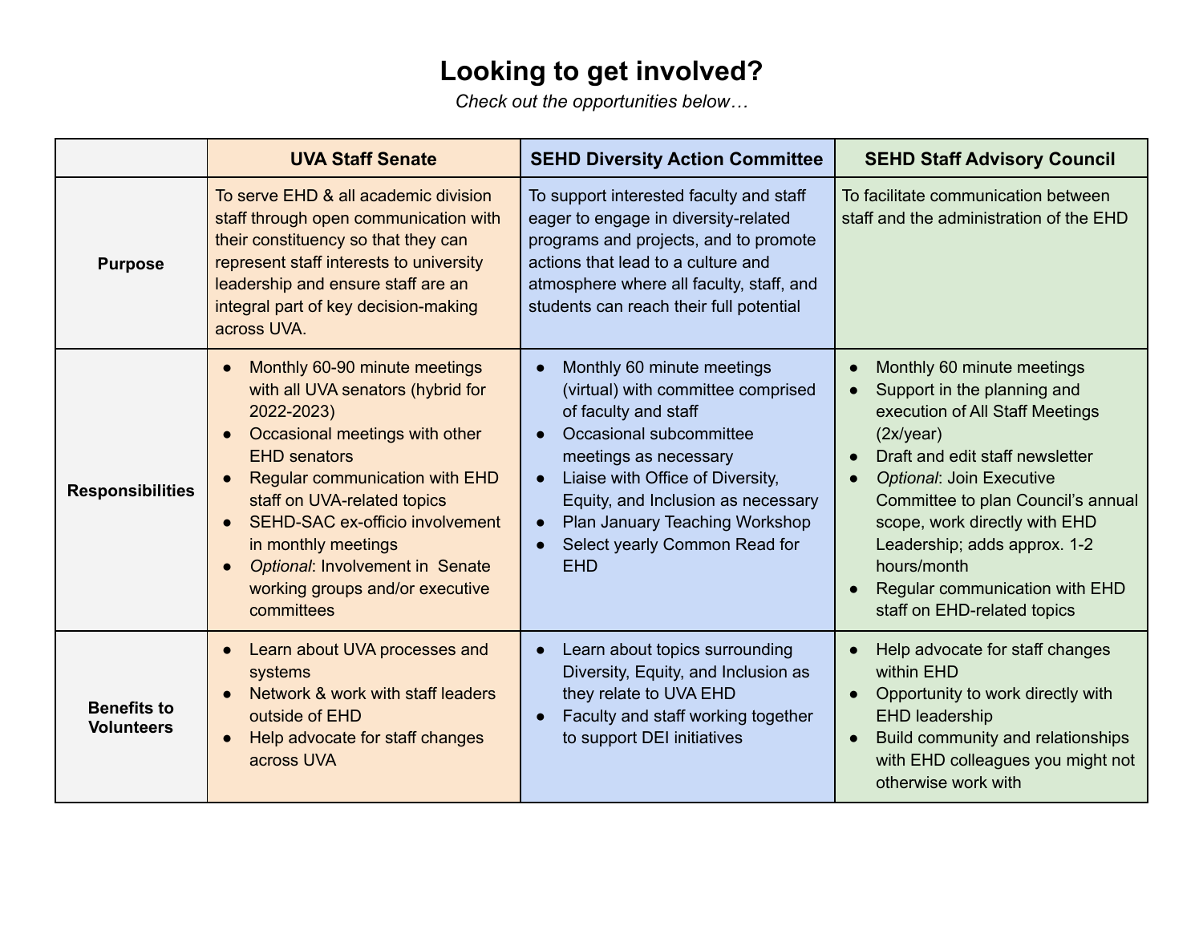# Looking to get involved?

*Check out the opportunities below…*

| | UVA Staff Senate | SEHD Diversity Action Committee | SEHD Staff Advisory Council |
|---|---|---|---|
| **Purpose** | To serve EHD & all academic division staff through open communication with their constituency so that they can represent staff interests to university leadership and ensure staff are an integral part of key decision-making across UVA. | To support interested faculty and staff eager to engage in diversity-related programs and projects, and to promote actions that lead to a culture and atmosphere where all faculty, staff, and students can reach their full potential | To facilitate communication between staff and the administration of the EHD |
| **Responsibilities** | • Monthly 60-90 minute meetings with all UVA senators (hybrid for 2022-2023)<br>• Occasional meetings with other EHD senators<br>• Regular communication with EHD staff on UVA-related topics<br>• SEHD-SAC ex-officio involvement in monthly meetings<br>• *Optional*: Involvement in Senate working groups and/or executive committees | • Monthly 60 minute meetings (virtual) with committee comprised of faculty and staff<br>• Occasional subcommittee meetings as necessary<br>• Liaise with Office of Diversity, Equity, and Inclusion as necessary<br>• Plan January Teaching Workshop<br>• Select yearly Common Read for EHD | • Monthly 60 minute meetings<br>• Support in the planning and execution of All Staff Meetings (2x/year)<br>• Draft and edit staff newsletter<br>• *Optional*: Join Executive Committee to plan Council's annual scope, work directly with EHD Leadership; adds approx. 1-2 hours/month<br>• Regular communication with EHD staff on EHD-related topics |
| **Benefits to Volunteers** | • Learn about UVA processes and systems<br>• Network & work with staff leaders outside of EHD<br>• Help advocate for staff changes across UVA | • Learn about topics surrounding Diversity, Equity, and Inclusion as they relate to UVA EHD<br>• Faculty and staff working together to support DEI initiatives | • Help advocate for staff changes within EHD<br>• Opportunity to work directly with EHD leadership<br>• Build community and relationships with EHD colleagues you might not otherwise work with |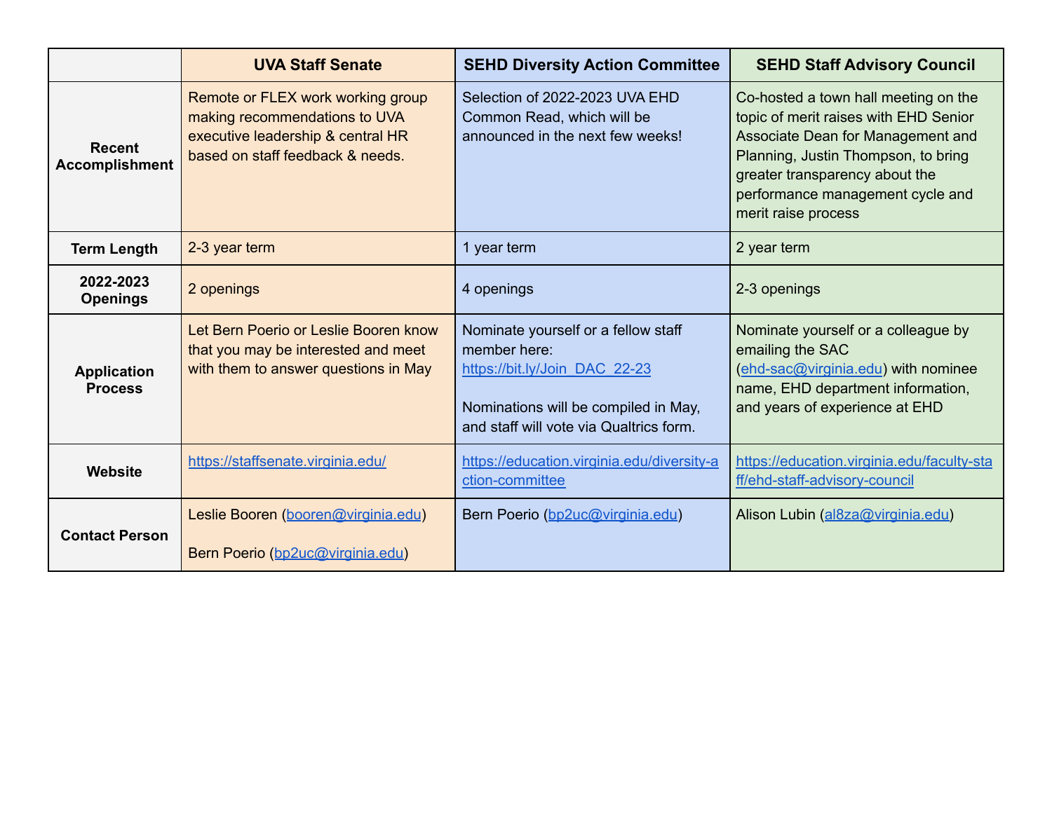| | UVA Staff Senate | SEHD Diversity Action Committee | SEHD Staff Advisory Council |
|---|---|---|---|
| **Recent Accomplishment** | Remote or FLEX work working group making recommendations to UVA executive leadership & central HR based on staff feedback & needs. | Selection of 2022-2023 UVA EHD Common Read, which will be announced in the next few weeks! | Co-hosted a town hall meeting on the topic of merit raises with EHD Senior Associate Dean for Management and Planning, Justin Thompson, to bring greater transparency about the performance management cycle and merit raise process |
| **Term Length** | 2-3 year term | 1 year term | 2 year term |
| **2022-2023 Openings** | 2 openings | 4 openings | 2-3 openings |
| **Application Process** | Let Bern Poerio or Leslie Booren know that you may be interested and meet with them to answer questions in May | Nominate yourself or a fellow staff member here: https://bit.ly/Join_DAC_22-23<br><br>Nominations will be compiled in May, and staff will vote via Qualtrics form. | Nominate yourself or a colleague by emailing the SAC (ehd-sac@virginia.edu) with nominee name, EHD department information, and years of experience at EHD |
| **Website** | https://staffsenate.virginia.edu/ | https://education.virginia.edu/diversity-action-committee | https://education.virginia.edu/faculty-staff/ehd-staff-advisory-council |
| **Contact Person** | Leslie Booren (booren@virginia.edu)<br><br>Bern Poerio (bp2uc@virginia.edu) | Bern Poerio (bp2uc@virginia.edu) | Alison Lubin (al8za@virginia.edu) |